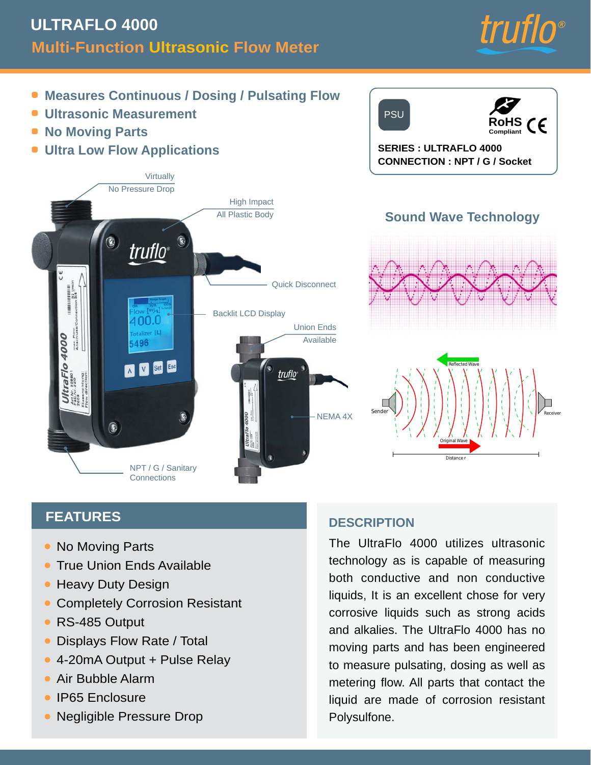# ULTRAFLO 4000

## Multi-Function Ultrasonic Flow Meter

truflo®

- Measures Continuous / Dosing / Pulsating Flow
- Ultrasonic Measurement
- No Moving Parts
- Ultra Low Flow Applications

PSU

RoHS Compliant

CE

**SERIES : ULTRAFLO 4000**
**CONNECTION : NPT / G / Socket**

Virtually No Pressure Drop

High Impact All Plastic Body

Quick Disconnect

Backlit LCD Display

Union Ends Available

NEMA 4X

NPT / G / Sanitary Connections

### Sound Wave Technology

Reflected Wave

Sender

Receiver

Original Wave

Distance r

## FEATURES

- No Moving Parts
- True Union Ends Available
- Heavy Duty Design
- Completely Corrosion Resistant
- RS-485 Output
- Displays Flow Rate / Total
- 4-20mA Output + Pulse Relay
- Air Bubble Alarm
- IP65 Enclosure
- Negligible Pressure Drop

## DESCRIPTION

The UltraFlo 4000 utilizes ultrasonic technology as is capable of measuring both conductive and non conductive liquids, It is an excellent chose for very corrosive liquids such as strong acids and alkalies. The UltraFlo 4000 has no moving parts and has been engineered to measure pulsating, dosing as well as metering flow. All parts that contact the liquid are made of corrosion resistant Polysulfone.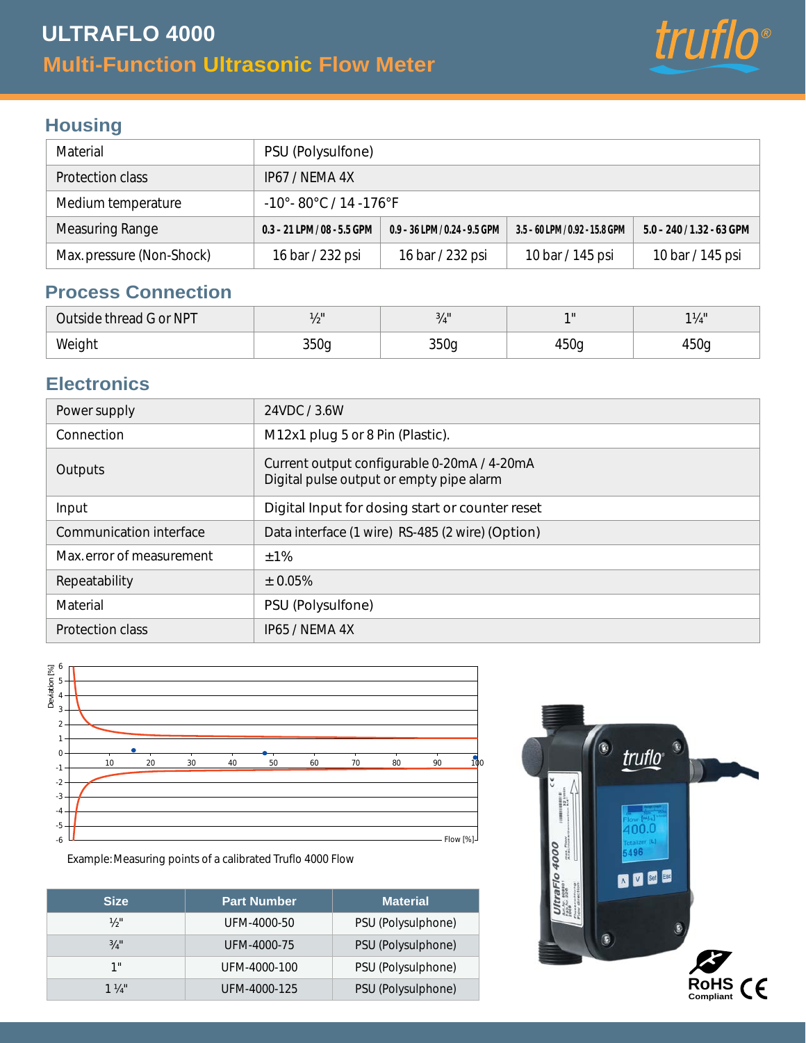# ULTRAFLO 4000

## Multi-Function Ultrasonic Flow Meter

truflo®

## Housing

| | | | | |
|---|---|---|---|---|
| Material | PSU (Polysulfone) | | | |
| Protection class | IP67 / NEMA 4X | | | |
| Medium temperature | -10°- 80°C / 14 -176°F | | | |
| Measuring Range | 0.3 - 21 LPM / 08 - 5.5 GPM | 0.9 - 36 LPM / 0.24 - 9.5 GPM | 3.5 - 60 LPM / 0.92 - 15.8 GPM | 5.0 - 240 / 1.32 - 63 GPM |
| Max. pressure (Non-Shock) | 16 bar / 232 psi | 16 bar / 232 psi | 10 bar / 145 psi | 10 bar / 145 psi |

## Process Connection

| | | | | |
|---|---|---|---|---|
| Outside thread G or NPT | ½" | ¾" | 1" | 1¼" |
| Weight | 350g | 350g | 450g | 450g |

## Electronics

| | |
|---|---|
| Power supply | 24VDC / 3.6W |
| Connection | M12x1 plug 5 or 8 Pin (Plastic). |
| Outputs | Current output configurable 0-20mA / 4-20mA<br>Digital pulse output or empty pipe alarm |
| Input | Digital Input for dosing start or counter reset |
| Communication interface | Data interface (1 wire) RS-485 (2 wire) (Option) |
| Max. error of measurement | ±1% |
| Repeatability | ± 0.05% |
| Material | PSU (Polysulfone) |
| Protection class | IP65 / NEMA 4X |

Deviation [%]

6 5 4 3 2 1 0 -1 -2 -3 -4 -5 -6

10 20 30 40 50 60 70 80 90 100

Flow [%]

Example: Measuring points of a calibrated Truflo 4000 Flow

| Size | Part Number | Material |
|---|---|---|
| ½" | UFM-4000-50 | PSU (Polysulphone) |
| ¾" | UFM-4000-75 | PSU (Polysulphone) |
| 1" | UFM-4000-100 | PSU (Polysulphone) |
| 1 ¼" | UFM-4000-125 | PSU (Polysulphone) |

RoHS Compliant CE